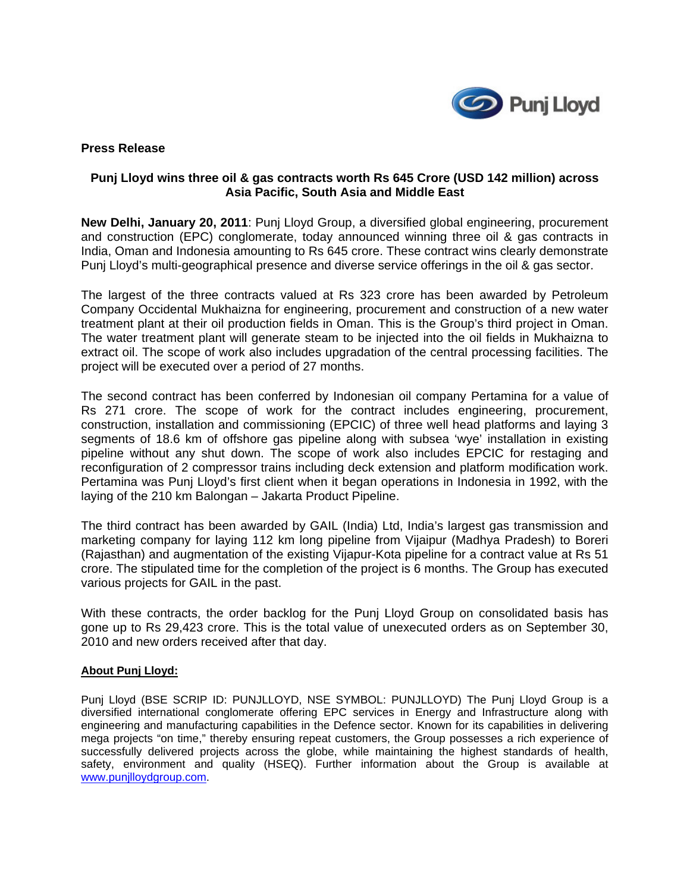**Press Release**

## Punj Lloyd wins three oil & gas contracts worth Rs 645 Crore (USD 142 million) across Asia Pacific, South Asia and Middle East

**New Delhi, January 20, 2011**: Punj Lloyd Group, a diversified global engineering, procurement and construction (EPC) conglomerate, today announced winning three oil & gas contracts in India, Oman and Indonesia amounting to Rs 645 crore. These contract wins clearly demonstrate Punj Lloyd's multi-geographical presence and diverse service offerings in the oil & gas sector.

The largest of the three contracts valued at Rs 323 crore has been awarded by Petroleum Company Occidental Mukhaizna for engineering, procurement and construction of a new water treatment plant at their oil production fields in Oman. This is the Group's third project in Oman. The water treatment plant will generate steam to be injected into the oil fields in Mukhaizna to extract oil. The scope of work also includes upgradation of the central processing facilities. The project will be executed over a period of 27 months.

The second contract has been conferred by Indonesian oil company Pertamina for a value of Rs 271 crore. The scope of work for the contract includes engineering, procurement, construction, installation and commissioning (EPCIC) of three well head platforms and laying 3 segments of 18.6 km of offshore gas pipeline along with subsea 'wye' installation in existing pipeline without any shut down. The scope of work also includes EPCIC for restaging and reconfiguration of 2 compressor trains including deck extension and platform modification work. Pertamina was Punj Lloyd's first client when it began operations in Indonesia in 1992, with the laying of the 210 km Balongan – Jakarta Product Pipeline.

The third contract has been awarded by GAIL (India) Ltd, India's largest gas transmission and marketing company for laying 112 km long pipeline from Vijaipur (Madhya Pradesh) to Boreri (Rajasthan) and augmentation of the existing Vijapur-Kota pipeline for a contract value at Rs 51 crore. The stipulated time for the completion of the project is 6 months. The Group has executed various projects for GAIL in the past.

With these contracts, the order backlog for the Punj Lloyd Group on consolidated basis has gone up to Rs 29,423 crore. This is the total value of unexecuted orders as on September 30, 2010 and new orders received after that day.

### About Punj Lloyd:

Punj Lloyd (BSE SCRIP ID: PUNJLLOYD, NSE SYMBOL: PUNJLLOYD) The Punj Lloyd Group is a diversified international conglomerate offering EPC services in Energy and Infrastructure along with engineering and manufacturing capabilities in the Defence sector. Known for its capabilities in delivering mega projects "on time," thereby ensuring repeat customers, the Group possesses a rich experience of successfully delivered projects across the globe, while maintaining the highest standards of health, safety, environment and quality (HSEQ). Further information about the Group is available at www.punjlloydgroup.com.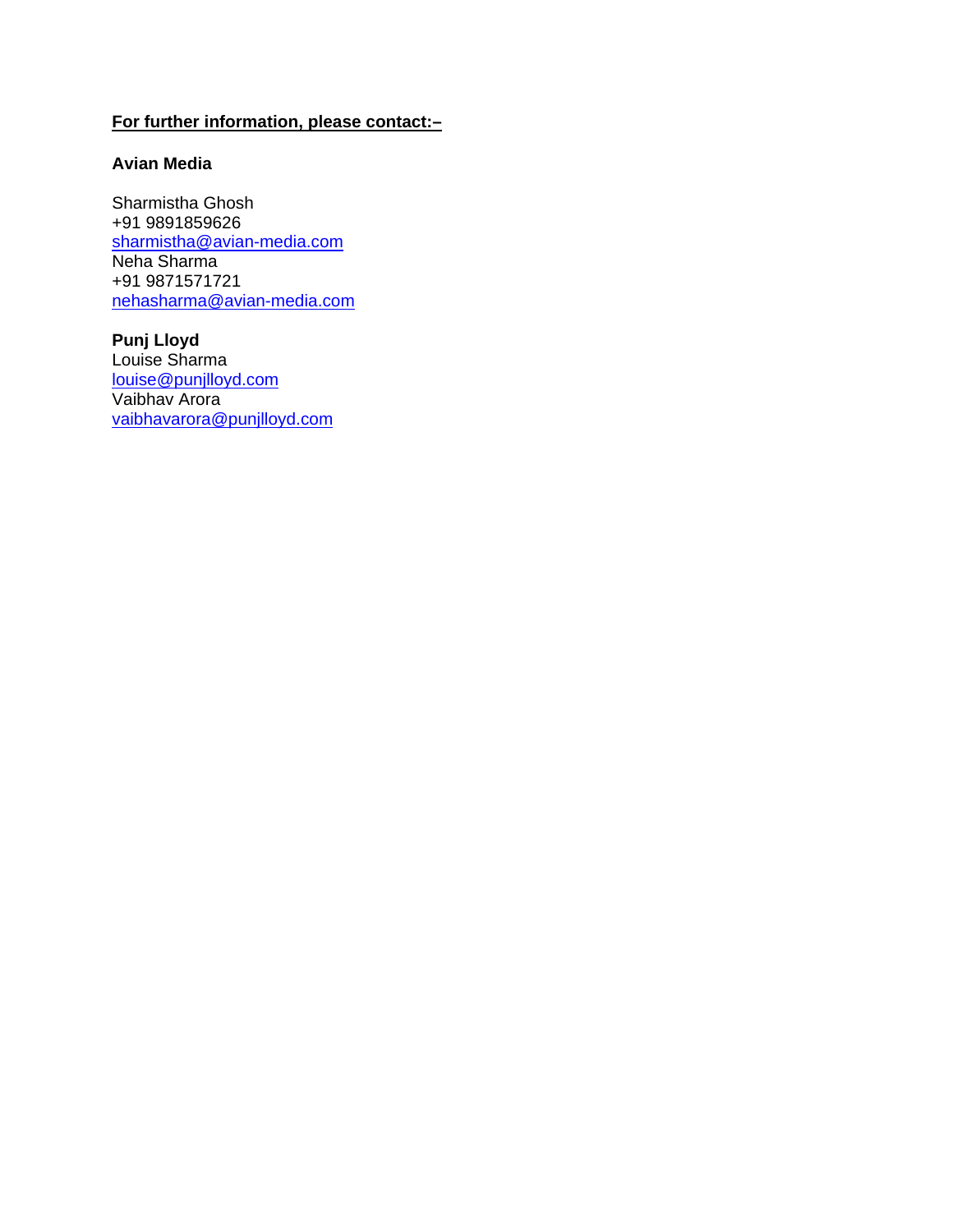**<u>For further information, please contact:–</u>**

**Avian Media**

Sharmistha Ghosh  
+91 9891859626  
sharmistha@avian-media.com  
Neha Sharma  
+91 9871571721  
nehasharma@avian-media.com

**Punj Lloyd**  
Louise Sharma  
louise@punjlloyd.com  
Vaibhav Arora  
vaibhavarora@punjlloyd.com